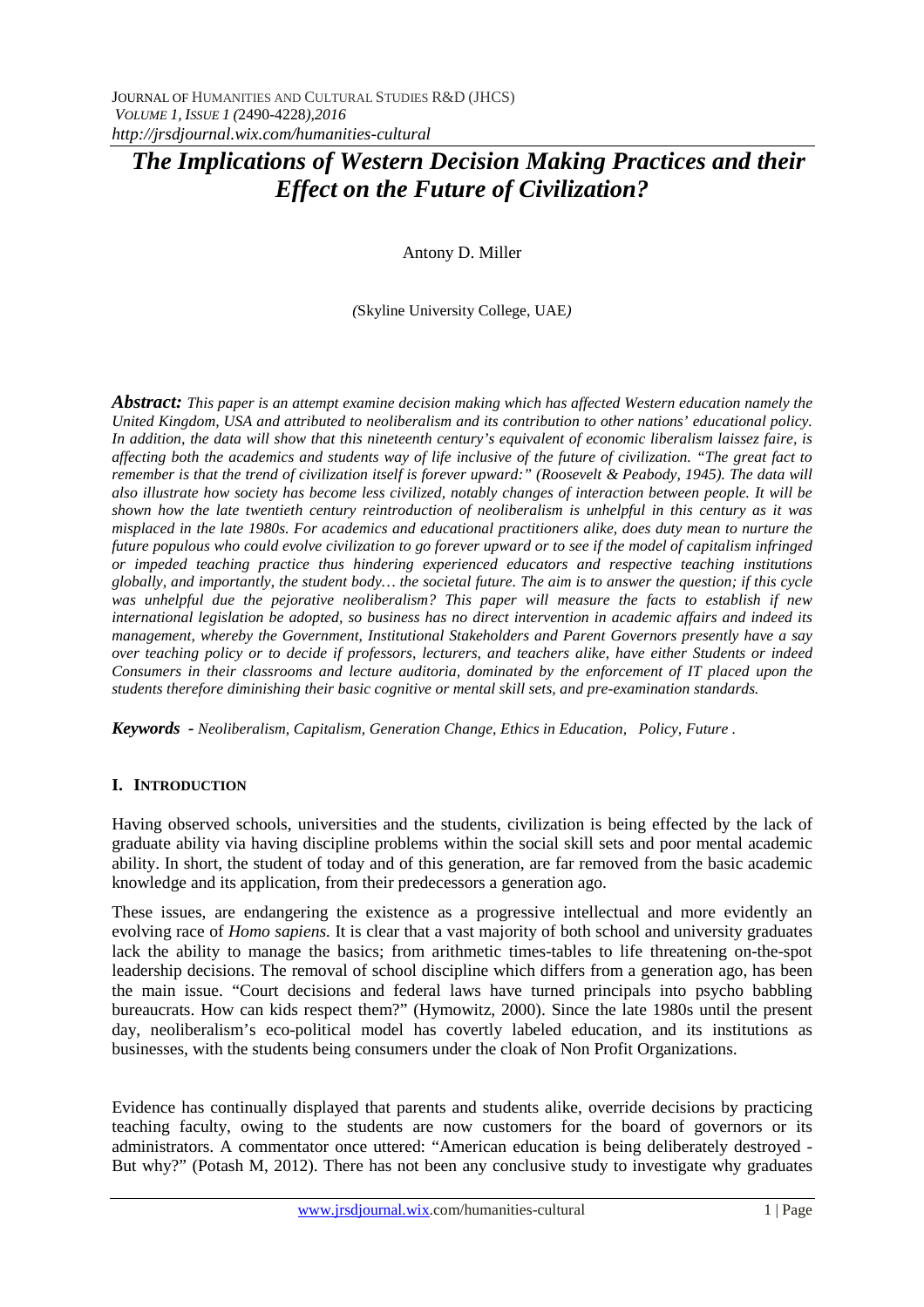# *The Implications of Western Decision Making Practices and their Effect on the Future of Civilization?*

Antony D. Miller

*(*Skyline University College, UAE*)*

***Abstract:*** *This paper is an attempt examine decision making which has affected Western education namely the United Kingdom, USA and attributed to neoliberalism and its contribution to other nations' educational policy. In addition, the data will show that this nineteenth century's equivalent of economic liberalism laissez faire, is affecting both the academics and students way of life inclusive of the future of civilization. "The great fact to remember is that the trend of civilization itself is forever upward:" (Roosevelt & Peabody, 1945). The data will also illustrate how society has become less civilized, notably changes of interaction between people. It will be shown how the late twentieth century reintroduction of neoliberalism is unhelpful in this century as it was misplaced in the late 1980s. For academics and educational practitioners alike, does duty mean to nurture the future populous who could evolve civilization to go forever upward or to see if the model of capitalism infringed or impeded teaching practice thus hindering experienced educators and respective teaching institutions globally, and importantly, the student body… the societal future. The aim is to answer the question; if this cycle was unhelpful due the pejorative neoliberalism? This paper will measure the facts to establish if new international legislation be adopted, so business has no direct intervention in academic affairs and indeed its management, whereby the Government, Institutional Stakeholders and Parent Governors presently have a say over teaching policy or to decide if professors, lecturers, and teachers alike, have either Students or indeed Consumers in their classrooms and lecture auditoria, dominated by the enforcement of IT placed upon the students therefore diminishing their basic cognitive or mental skill sets, and pre-examination standards.*

***Keywords -*** *Neoliberalism, Capitalism, Generation Change, Ethics in Education, Policy, Future .*

## I. INTRODUCTION

Having observed schools, universities and the students, civilization is being effected by the lack of graduate ability via having discipline problems within the social skill sets and poor mental academic ability. In short, the student of today and of this generation, are far removed from the basic academic knowledge and its application, from their predecessors a generation ago.

These issues, are endangering the existence as a progressive intellectual and more evidently an evolving race of *Homo sapiens.* It is clear that a vast majority of both school and university graduates lack the ability to manage the basics; from arithmetic times-tables to life threatening on-the-spot leadership decisions. The removal of school discipline which differs from a generation ago, has been the main issue. "Court decisions and federal laws have turned principals into psycho babbling bureaucrats. How can kids respect them?" (Hymowitz, 2000). Since the late 1980s until the present day, neoliberalism's eco-political model has covertly labeled education, and its institutions as businesses, with the students being consumers under the cloak of Non Profit Organizations.

Evidence has continually displayed that parents and students alike, override decisions by practicing teaching faculty, owing to the students are now customers for the board of governors or its administrators. A commentator once uttered: "American education is being deliberately destroyed - But why?" (Potash M, 2012). There has not been any conclusive study to investigate why graduates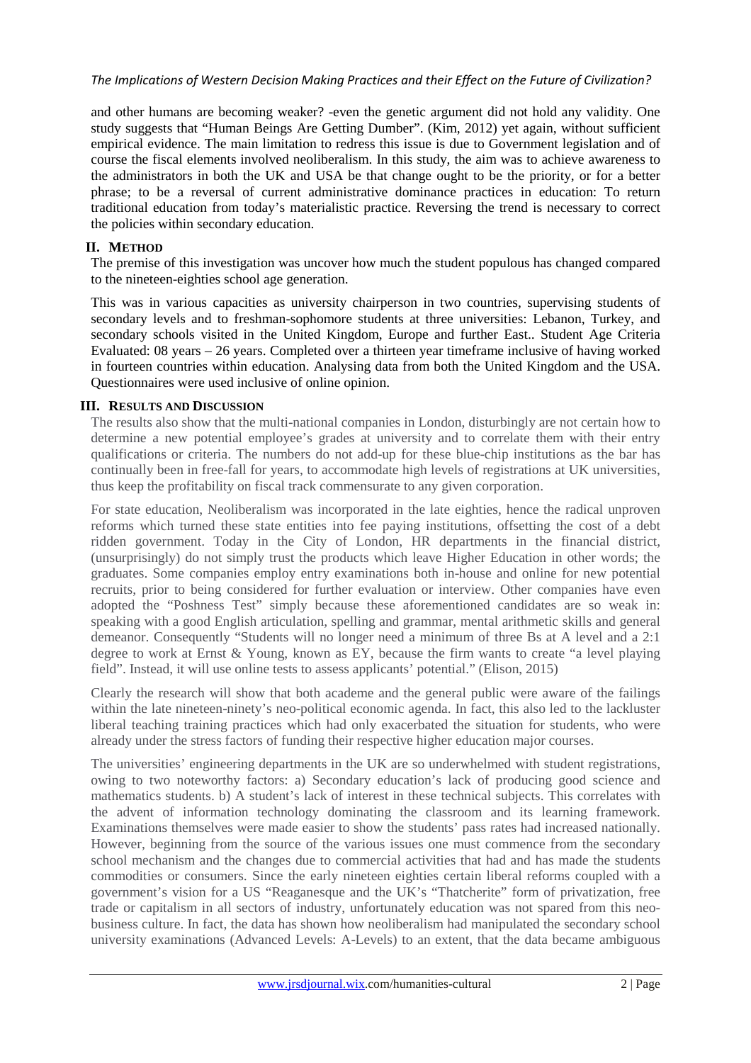and other humans are becoming weaker? -even the genetic argument did not hold any validity. One study suggests that "Human Beings Are Getting Dumber". (Kim, 2012) yet again, without sufficient empirical evidence. The main limitation to redress this issue is due to Government legislation and of course the fiscal elements involved neoliberalism. In this study, the aim was to achieve awareness to the administrators in both the UK and USA be that change ought to be the priority, or for a better phrase; to be a reversal of current administrative dominance practices in education: To return traditional education from today's materialistic practice. Reversing the trend is necessary to correct the policies within secondary education.

## II. METHOD

The premise of this investigation was uncover how much the student populous has changed compared to the nineteen-eighties school age generation.

This was in various capacities as university chairperson in two countries, supervising students of secondary levels and to freshman-sophomore students at three universities: Lebanon, Turkey, and secondary schools visited in the United Kingdom, Europe and further East.. Student Age Criteria Evaluated: 08 years – 26 years. Completed over a thirteen year timeframe inclusive of having worked in fourteen countries within education. Analysing data from both the United Kingdom and the USA. Questionnaires were used inclusive of online opinion.

## III. RESULTS AND DISCUSSION

The results also show that the multi-national companies in London, disturbingly are not certain how to determine a new potential employee's grades at university and to correlate them with their entry qualifications or criteria. The numbers do not add-up for these blue-chip institutions as the bar has continually been in free-fall for years, to accommodate high levels of registrations at UK universities, thus keep the profitability on fiscal track commensurate to any given corporation.

For state education, Neoliberalism was incorporated in the late eighties, hence the radical unproven reforms which turned these state entities into fee paying institutions, offsetting the cost of a debt ridden government. Today in the City of London, HR departments in the financial district, (unsurprisingly) do not simply trust the products which leave Higher Education in other words; the graduates. Some companies employ entry examinations both in-house and online for new potential recruits, prior to being considered for further evaluation or interview. Other companies have even adopted the "Poshness Test" simply because these aforementioned candidates are so weak in: speaking with a good English articulation, spelling and grammar, mental arithmetic skills and general demeanor. Consequently "Students will no longer need a minimum of three Bs at A level and a 2:1 degree to work at Ernst & Young, known as EY, because the firm wants to create "a level playing field". Instead, it will use online tests to assess applicants' potential." (Elison, 2015)

Clearly the research will show that both academe and the general public were aware of the failings within the late nineteen-ninety's neo-political economic agenda. In fact, this also led to the lackluster liberal teaching training practices which had only exacerbated the situation for students, who were already under the stress factors of funding their respective higher education major courses.

The universities' engineering departments in the UK are so underwhelmed with student registrations, owing to two noteworthy factors: a) Secondary education's lack of producing good science and mathematics students. b) A student's lack of interest in these technical subjects. This correlates with the advent of information technology dominating the classroom and its learning framework. Examinations themselves were made easier to show the students' pass rates had increased nationally. However, beginning from the source of the various issues one must commence from the secondary school mechanism and the changes due to commercial activities that had and has made the students commodities or consumers. Since the early nineteen eighties certain liberal reforms coupled with a government's vision for a US "Reaganesque and the UK's "Thatcherite" form of privatization, free trade or capitalism in all sectors of industry, unfortunately education was not spared from this neo-business culture. In fact, the data has shown how neoliberalism had manipulated the secondary school university examinations (Advanced Levels: A-Levels) to an extent, that the data became ambiguous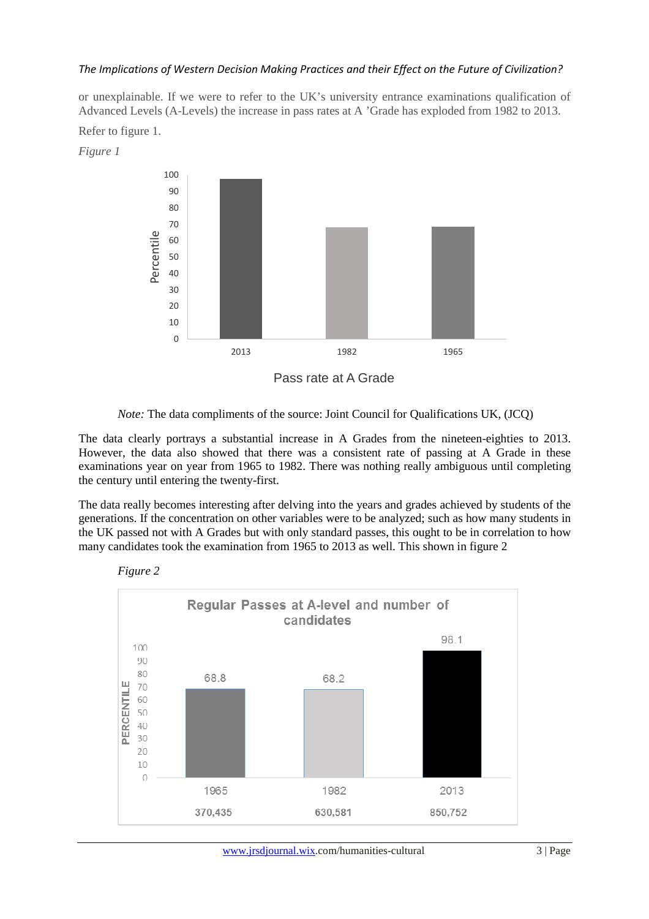or unexplainable. If we were to refer to the UK's university entrance examinations qualification of Advanced Levels (A-Levels) the increase in pass rates at A 'Grade has exploded from 1982 to 2013.

Refer to figure 1.

*Figure 1*

Pass rate at A Grade

*Note:* The data compliments of the source: Joint Council for Qualifications UK, (JCQ)

The data clearly portrays a substantial increase in A Grades from the nineteen-eighties to 2013. However, the data also showed that there was a consistent rate of passing at A Grade in these examinations year on year from 1965 to 1982. There was nothing really ambiguous until completing the century until entering the twenty-first.

The data really becomes interesting after delving into the years and grades achieved by students of the generations. If the concentration on other variables were to be analyzed; such as how many students in the UK passed not with A Grades but with only standard passes, this ought to be in correlation to how many candidates took the examination from 1965 to 2013 as well. This shown in figure 2

*Figure 2*

**Regular Passes at A-level and number of candidates**

| Year | 1965 | 1982 | 2013 |
|---|---|---|---|
| Percentile | 68.8 | 68.2 | 98.1 |
| Candidates | 370,435 | 630,581 | 850,752 |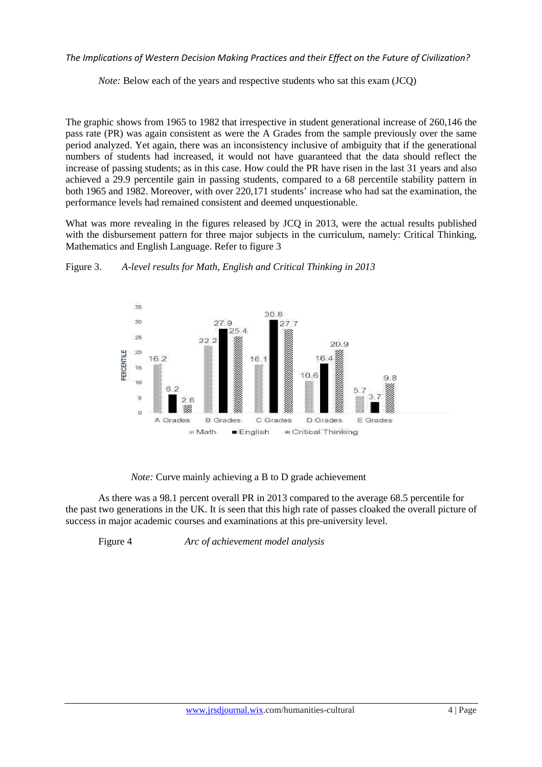*Note:* Below each of the years and respective students who sat this exam (JCQ)

The graphic shows from 1965 to 1982 that irrespective in student generational increase of 260,146 the pass rate (PR) was again consistent as were the A Grades from the sample previously over the same period analyzed. Yet again, there was an inconsistency inclusive of ambiguity that if the generational numbers of students had increased, it would not have guaranteed that the data should reflect the increase of passing students; as in this case. How could the PR have risen in the last 31 years and also achieved a 29.9 percentile gain in passing students, compared to a 68 percentile stability pattern in both 1965 and 1982. Moreover, with over 220,171 students' increase who had sat the examination, the performance levels had remained consistent and deemed unquestionable.

What was more revealing in the figures released by JCQ in 2013, were the actual results published with the disbursement pattern for three major subjects in the curriculum, namely: Critical Thinking, Mathematics and English Language. Refer to figure 3

Figure 3. *A-level results for Math, English and Critical Thinking in 2013*

| PERCENTILE | Math | English | Critical Thinking |
|---|---|---|---|
| A Grades | 16.2 | 6.2 | 2.6 |
| B Grades | 22.2 | 27.9 | 25.4 |
| C Grades | 16.1 | 30.8 | 27.7 |
| D Grades | 10.6 | 16.4 | 20.9 |
| E Grades | 5.7 | 3.7 | 9.8 |

*Note:* Curve mainly achieving a B to D grade achievement

As there was a 98.1 percent overall PR in 2013 compared to the average 68.5 percentile for the past two generations in the UK. It is seen that this high rate of passes cloaked the overall picture of success in major academic courses and examinations at this pre-university level.

Figure 4 *Arc of achievement model analysis*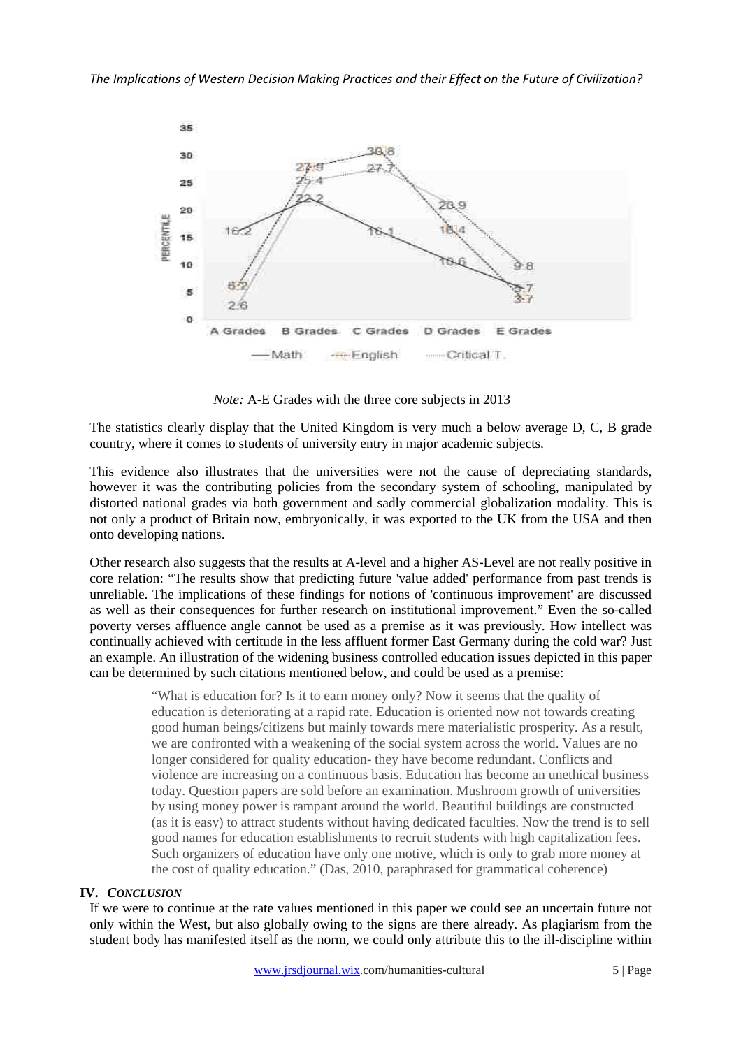*Note:* A-E Grades with the three core subjects in 2013

The statistics clearly display that the United Kingdom is very much a below average D, C, B grade country, where it comes to students of university entry in major academic subjects.

This evidence also illustrates that the universities were not the cause of depreciating standards, however it was the contributing policies from the secondary system of schooling, manipulated by distorted national grades via both government and sadly commercial globalization modality. This is not only a product of Britain now, embryonically, it was exported to the UK from the USA and then onto developing nations.

Other research also suggests that the results at A-level and a higher AS-Level are not really positive in core relation: "The results show that predicting future 'value added' performance from past trends is unreliable. The implications of these findings for notions of 'continuous improvement' are discussed as well as their consequences for further research on institutional improvement." Even the so-called poverty verses affluence angle cannot be used as a premise as it was previously. How intellect was continually achieved with certitude in the less affluent former East Germany during the cold war? Just an example. An illustration of the widening business controlled education issues depicted in this paper can be determined by such citations mentioned below, and could be used as a premise:

> "What is education for? Is it to earn money only? Now it seems that the quality of education is deteriorating at a rapid rate. Education is oriented now not towards creating good human beings/citizens but mainly towards mere materialistic prosperity. As a result, we are confronted with a weakening of the social system across the world. Values are no longer considered for quality education- they have become redundant. Conflicts and violence are increasing on a continuous basis. Education has become an unethical business today. Question papers are sold before an examination. Mushroom growth of universities by using money power is rampant around the world. Beautiful buildings are constructed (as it is easy) to attract students without having dedicated faculties. Now the trend is to sell good names for education establishments to recruit students with high capitalization fees. Such organizers of education have only one motive, which is only to grab more money at the cost of quality education." (Das, 2010, paraphrased for grammatical coherence)

## IV. *CONCLUSION*

If we were to continue at the rate values mentioned in this paper we could see an uncertain future not only within the West, but also globally owing to the signs are there already. As plagiarism from the student body has manifested itself as the norm, we could only attribute this to the ill-discipline within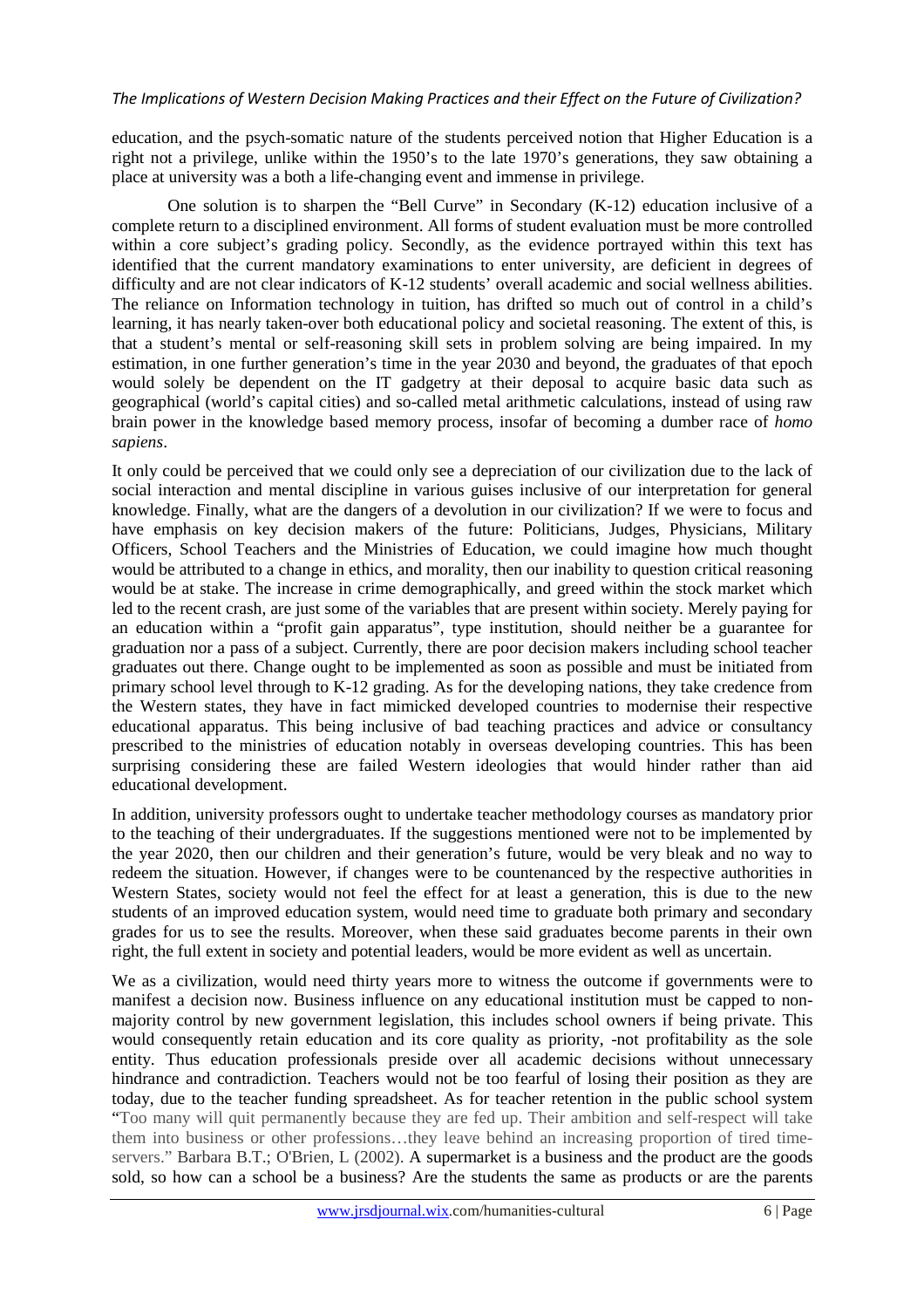education, and the psych-somatic nature of the students perceived notion that Higher Education is a right not a privilege, unlike within the 1950's to the late 1970's generations, they saw obtaining a place at university was a both a life-changing event and immense in privilege.

One solution is to sharpen the "Bell Curve" in Secondary (K-12) education inclusive of a complete return to a disciplined environment. All forms of student evaluation must be more controlled within a core subject's grading policy. Secondly, as the evidence portrayed within this text has identified that the current mandatory examinations to enter university, are deficient in degrees of difficulty and are not clear indicators of K-12 students' overall academic and social wellness abilities. The reliance on Information technology in tuition, has drifted so much out of control in a child's learning, it has nearly taken-over both educational policy and societal reasoning. The extent of this, is that a student's mental or self-reasoning skill sets in problem solving are being impaired. In my estimation, in one further generation's time in the year 2030 and beyond, the graduates of that epoch would solely be dependent on the IT gadgetry at their deposal to acquire basic data such as geographical (world's capital cities) and so-called metal arithmetic calculations, instead of using raw brain power in the knowledge based memory process, insofar of becoming a dumber race of *homo sapiens*.

It only could be perceived that we could only see a depreciation of our civilization due to the lack of social interaction and mental discipline in various guises inclusive of our interpretation for general knowledge. Finally, what are the dangers of a devolution in our civilization? If we were to focus and have emphasis on key decision makers of the future: Politicians, Judges, Physicians, Military Officers, School Teachers and the Ministries of Education, we could imagine how much thought would be attributed to a change in ethics, and morality, then our inability to question critical reasoning would be at stake. The increase in crime demographically, and greed within the stock market which led to the recent crash, are just some of the variables that are present within society. Merely paying for an education within a "profit gain apparatus", type institution, should neither be a guarantee for graduation nor a pass of a subject. Currently, there are poor decision makers including school teacher graduates out there. Change ought to be implemented as soon as possible and must be initiated from primary school level through to K-12 grading. As for the developing nations, they take credence from the Western states, they have in fact mimicked developed countries to modernise their respective educational apparatus. This being inclusive of bad teaching practices and advice or consultancy prescribed to the ministries of education notably in overseas developing countries. This has been surprising considering these are failed Western ideologies that would hinder rather than aid educational development.

In addition, university professors ought to undertake teacher methodology courses as mandatory prior to the teaching of their undergraduates. If the suggestions mentioned were not to be implemented by the year 2020, then our children and their generation's future, would be very bleak and no way to redeem the situation. However, if changes were to be countenanced by the respective authorities in Western States, society would not feel the effect for at least a generation, this is due to the new students of an improved education system, would need time to graduate both primary and secondary grades for us to see the results. Moreover, when these said graduates become parents in their own right, the full extent in society and potential leaders, would be more evident as well as uncertain.

We as a civilization, would need thirty years more to witness the outcome if governments were to manifest a decision now. Business influence on any educational institution must be capped to non-majority control by new government legislation, this includes school owners if being private. This would consequently retain education and its core quality as priority, -not profitability as the sole entity. Thus education professionals preside over all academic decisions without unnecessary hindrance and contradiction. Teachers would not be too fearful of losing their position as they are today, due to the teacher funding spreadsheet. As for teacher retention in the public school system "Too many will quit permanently because they are fed up. Their ambition and self-respect will take them into business or other professions…they leave behind an increasing proportion of tired time-servers." Barbara B.T.; O'Brien, L (2002). A supermarket is a business and the product are the goods sold, so how can a school be a business? Are the students the same as products or are the parents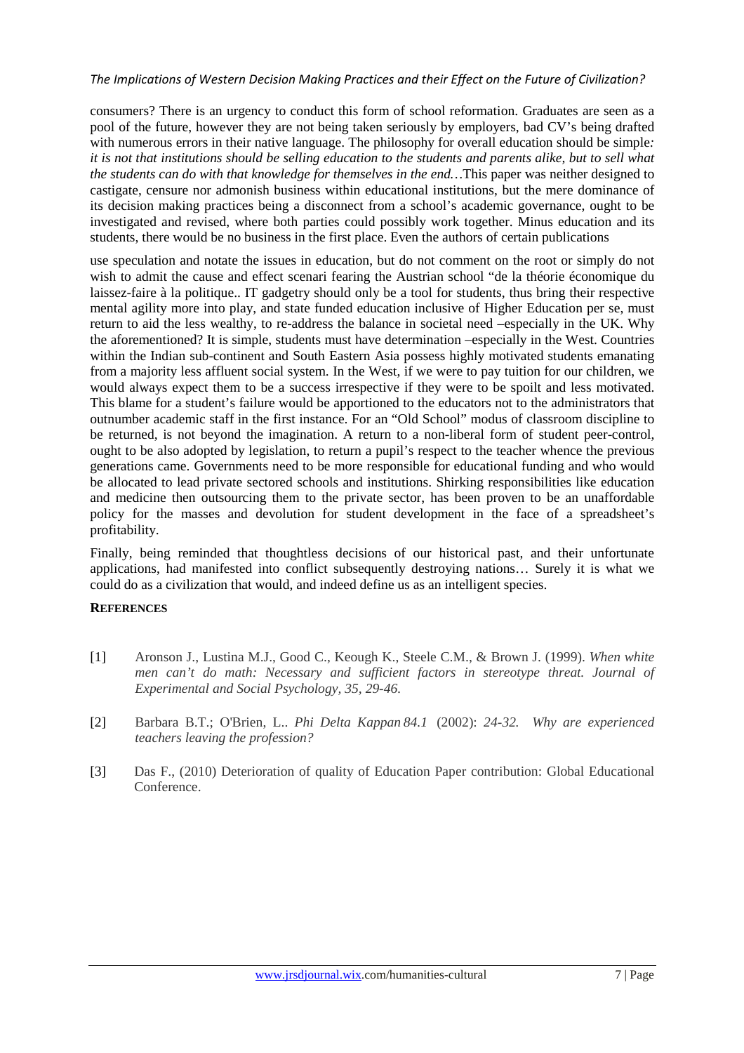consumers? There is an urgency to conduct this form of school reformation. Graduates are seen as a pool of the future, however they are not being taken seriously by employers, bad CV's being drafted with numerous errors in their native language. The philosophy for overall education should be simple*: it is not that institutions should be selling education to the students and parents alike, but to sell what the students can do with that knowledge for themselves in the end…*This paper was neither designed to castigate, censure nor admonish business within educational institutions, but the mere dominance of its decision making practices being a disconnect from a school's academic governance, ought to be investigated and revised, where both parties could possibly work together. Minus education and its students, there would be no business in the first place. Even the authors of certain publications

use speculation and notate the issues in education, but do not comment on the root or simply do not wish to admit the cause and effect scenari fearing the Austrian school "de la théorie économique du laissez-faire à la politique.. IT gadgetry should only be a tool for students, thus bring their respective mental agility more into play, and state funded education inclusive of Higher Education per se, must return to aid the less wealthy, to re-address the balance in societal need –especially in the UK. Why the aforementioned? It is simple, students must have determination –especially in the West. Countries within the Indian sub-continent and South Eastern Asia possess highly motivated students emanating from a majority less affluent social system. In the West, if we were to pay tuition for our children, we would always expect them to be a success irrespective if they were to be spoilt and less motivated. This blame for a student's failure would be apportioned to the educators not to the administrators that outnumber academic staff in the first instance. For an "Old School" modus of classroom discipline to be returned, is not beyond the imagination. A return to a non-liberal form of student peer-control, ought to be also adopted by legislation, to return a pupil's respect to the teacher whence the previous generations came. Governments need to be more responsible for educational funding and who would be allocated to lead private sectored schools and institutions. Shirking responsibilities like education and medicine then outsourcing them to the private sector, has been proven to be an unaffordable policy for the masses and devolution for student development in the face of a spreadsheet's profitability.

Finally, being reminded that thoughtless decisions of our historical past, and their unfortunate applications, had manifested into conflict subsequently destroying nations… Surely it is what we could do as a civilization that would, and indeed define us as an intelligent species.

**REFERENCES**

[1] Aronson J., Lustina M.J., Good C., Keough K., Steele C.M., & Brown J. (1999). *When white men can't do math: Necessary and sufficient factors in stereotype threat. Journal of Experimental and Social Psychology, 35, 29-46.*

[2] Barbara B.T.; O'Brien, L.. *Phi Delta Kappan 84.1* (2002): *24-32. Why are experienced teachers leaving the profession?*

[3] Das F., (2010) Deterioration of quality of Education Paper contribution: Global Educational Conference.